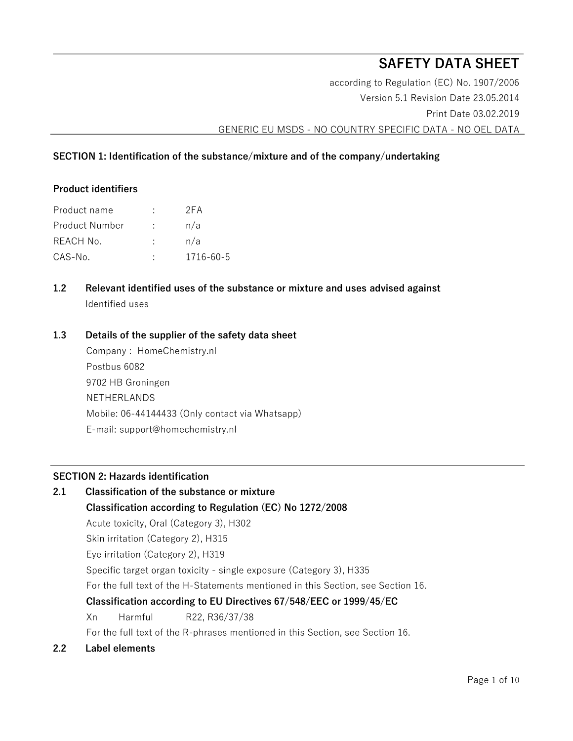# SAFETY DATA SHEET

according to Regulation (EC) No. 1907/2006

Version 5.1 Revision Date 23.05.2014

Print Date 03.02.2019

GENERIC EU MSDS - NO COUNTRY SPECIFIC DATA - NO OEL DATA

## SECTION 1: Identification of the substance/mixture and of the company/undertaking

### Product identifiers

| | | |
|---|---|---|
| Product name | : | 2FA |
| Product Number | : | n/a |
| REACH No. | : | n/a |
| CAS-No. | : | 1716-60-5 |

### 1.2 Relevant identified uses of the substance or mixture and uses advised against

Identified uses

### 1.3 Details of the supplier of the safety data sheet

Company : HomeChemistry.nl
Postbus 6082
9702 HB Groningen
NETHERLANDS
Mobile: 06-44144433 (Only contact via Whatsapp)
E-mail: support@homechemistry.nl

## SECTION 2: Hazards identification

### 2.1 Classification of the substance or mixture

**Classification according to Regulation (EC) No 1272/2008**

Acute toxicity, Oral (Category 3), H302
Skin irritation (Category 2), H315
Eye irritation (Category 2), H319
Specific target organ toxicity - single exposure (Category 3), H335
For the full text of the H-Statements mentioned in this Section, see Section 16.

**Classification according to EU Directives 67/548/EEC or 1999/45/EC**

Xn Harmful R22, R36/37/38
For the full text of the R-phrases mentioned in this Section, see Section 16.

### 2.2 Label elements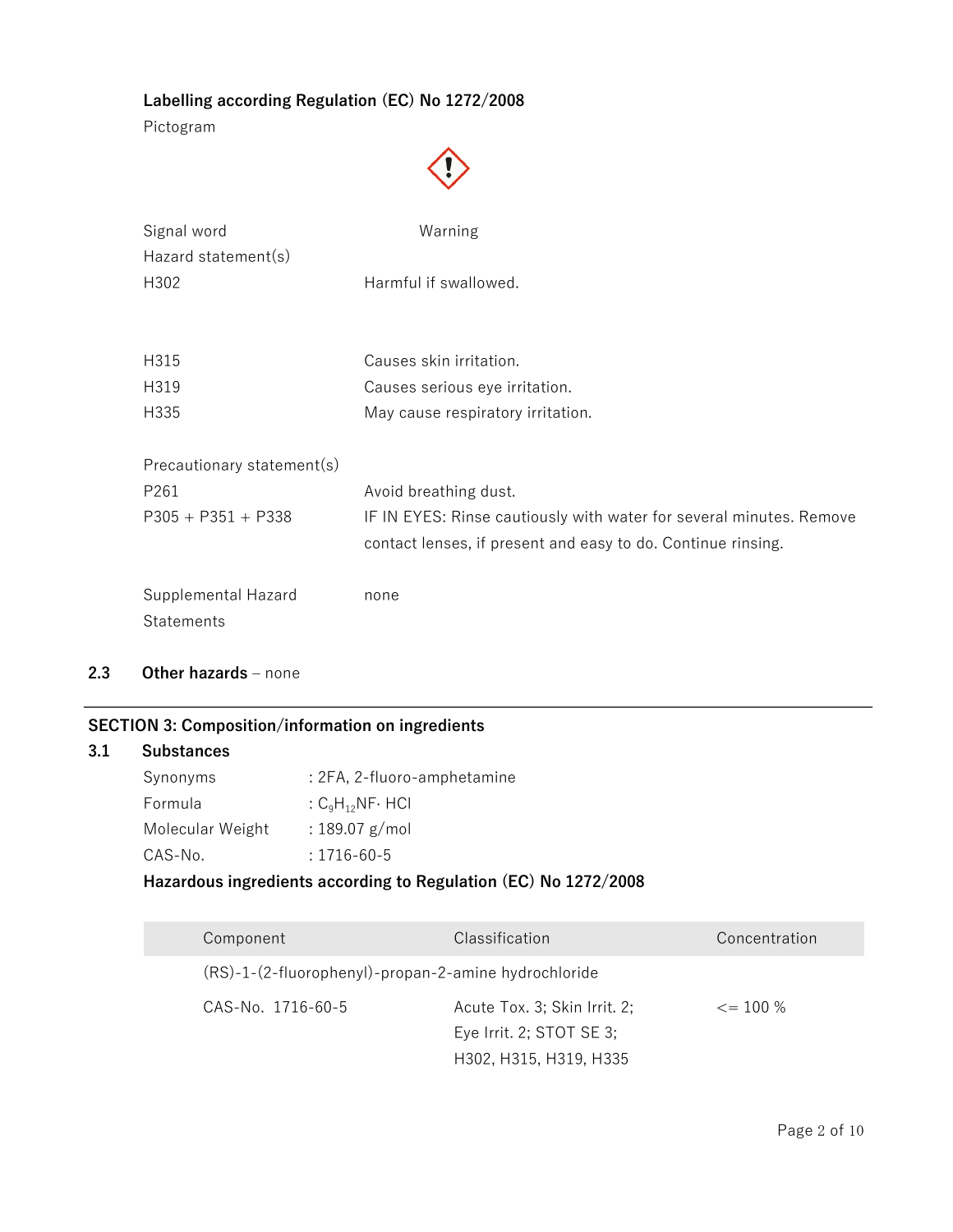**Labelling according Regulation (EC) No 1272/2008**

Pictogram

Signal word Warning

Hazard statement(s)

| | |
|---|---|
| H302 | Harmful if swallowed. |
| H315 | Causes skin irritation. |
| H319 | Causes serious eye irritation. |
| H335 | May cause respiratory irritation. |

Precautionary statement(s)

| | |
|---|---|
| P261 | Avoid breathing dust. |
| P305 + P351 + P338 | IF IN EYES: Rinse cautiously with water for several minutes. Remove contact lenses, if present and easy to do. Continue rinsing. |

Supplemental Hazard Statements none

## 2.3 Other hazards – none

## SECTION 3: Composition/information on ingredients

### 3.1 Substances

Synonyms : 2FA, 2-fluoro-amphetamine

Formula : $C_9H_{12}NF \cdot HCl$

Molecular Weight : 189.07 g/mol

CAS-No. : 1716-60-5

**Hazardous ingredients according to Regulation (EC) No 1272/2008**

| Component | Classification | Concentration |
|---|---|---|
| (RS)-1-(2-fluorophenyl)-propan-2-amine hydrochloride | | |
| CAS-No. 1716-60-5 | Acute Tox. 3; Skin Irrit. 2; Eye Irrit. 2; STOT SE 3; H302, H315, H319, H335 | <= 100 % |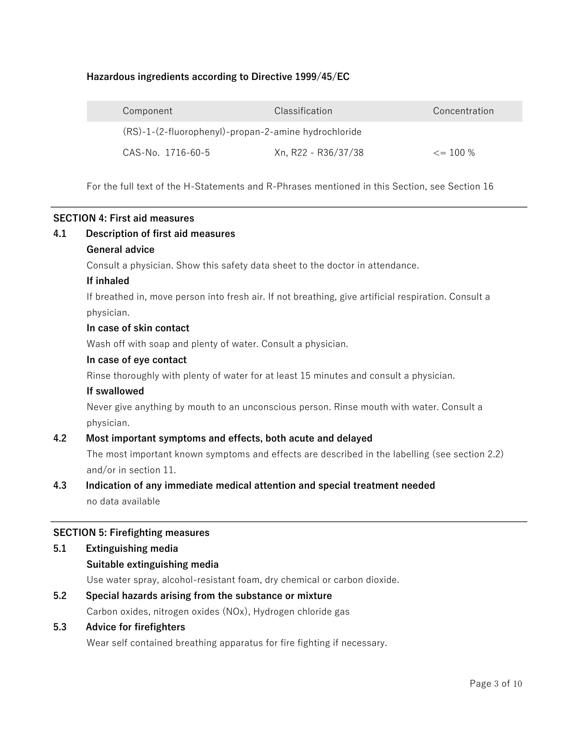**Hazardous ingredients according to Directive 1999/45/EC**

| Component | Classification | Concentration |
| --- | --- | --- |
| (RS)-1-(2-fluorophenyl)-propan-2-amine hydrochloride | | |
| CAS-No. 1716-60-5 | Xn, R22 - R36/37/38 | <= 100 % |

For the full text of the H-Statements and R-Phrases mentioned in this Section, see Section 16

## SECTION 4: First aid measures

### 4.1 Description of first aid measures

**General advice**

Consult a physician. Show this safety data sheet to the doctor in attendance.

**If inhaled**

If breathed in, move person into fresh air. If not breathing, give artificial respiration. Consult a physician.

**In case of skin contact**

Wash off with soap and plenty of water. Consult a physician.

**In case of eye contact**

Rinse thoroughly with plenty of water for at least 15 minutes and consult a physician.

**If swallowed**

Never give anything by mouth to an unconscious person. Rinse mouth with water. Consult a physician.

### 4.2 Most important symptoms and effects, both acute and delayed

The most important known symptoms and effects are described in the labelling (see section 2.2) and/or in section 11.

### 4.3 Indication of any immediate medical attention and special treatment needed

no data available

## SECTION 5: Firefighting measures

### 5.1 Extinguishing media

**Suitable extinguishing media**

Use water spray, alcohol-resistant foam, dry chemical or carbon dioxide.

### 5.2 Special hazards arising from the substance or mixture

Carbon oxides, nitrogen oxides (NOx), Hydrogen chloride gas

### 5.3 Advice for firefighters

Wear self contained breathing apparatus for fire fighting if necessary.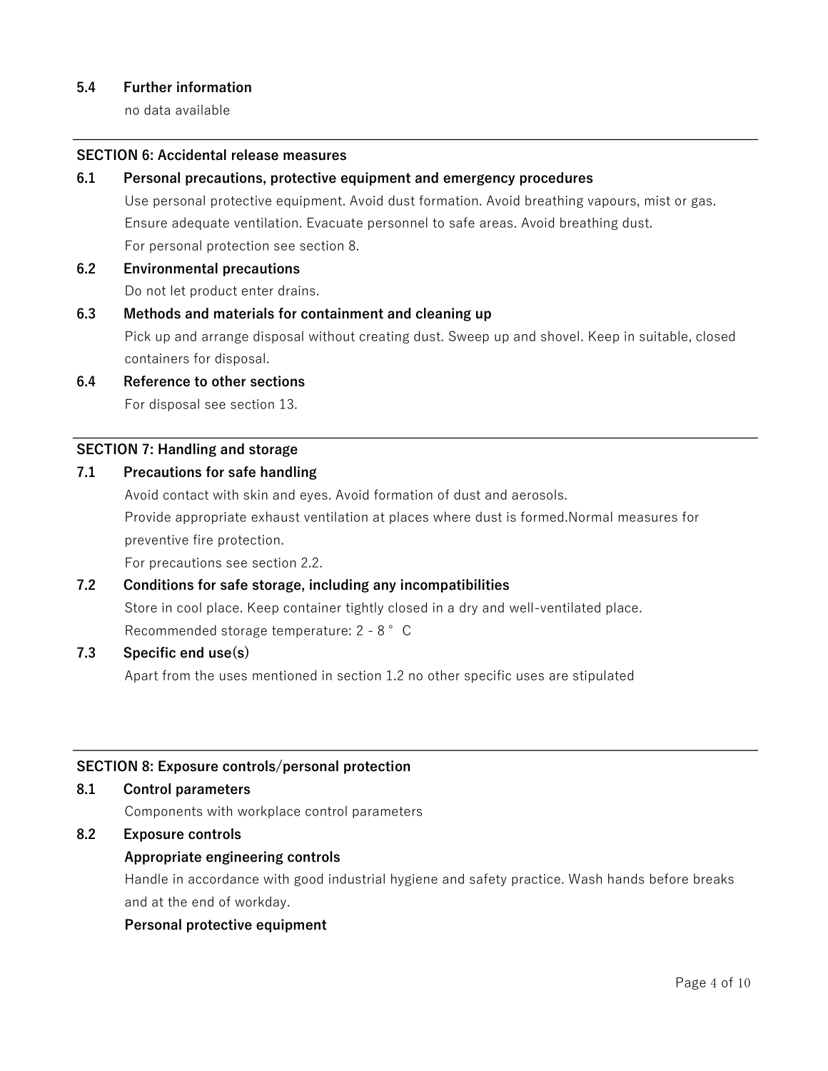### 5.4 Further information

no data available

## SECTION 6: Accidental release measures

### 6.1 Personal precautions, protective equipment and emergency procedures

Use personal protective equipment. Avoid dust formation. Avoid breathing vapours, mist or gas. Ensure adequate ventilation. Evacuate personnel to safe areas. Avoid breathing dust.
For personal protection see section 8.

### 6.2 Environmental precautions

Do not let product enter drains.

### 6.3 Methods and materials for containment and cleaning up

Pick up and arrange disposal without creating dust. Sweep up and shovel. Keep in suitable, closed containers for disposal.

### 6.4 Reference to other sections

For disposal see section 13.

## SECTION 7: Handling and storage

### 7.1 Precautions for safe handling

Avoid contact with skin and eyes. Avoid formation of dust and aerosols.
Provide appropriate exhaust ventilation at places where dust is formed.Normal measures for preventive fire protection.
For precautions see section 2.2.

### 7.2 Conditions for safe storage, including any incompatibilities

Store in cool place. Keep container tightly closed in a dry and well-ventilated place.
Recommended storage temperature: 2 - 8 ° C

### 7.3 Specific end use(s)

Apart from the uses mentioned in section 1.2 no other specific uses are stipulated

## SECTION 8: Exposure controls/personal protection

### 8.1 Control parameters

Components with workplace control parameters

### 8.2 Exposure controls

**Appropriate engineering controls**

Handle in accordance with good industrial hygiene and safety practice. Wash hands before breaks and at the end of workday.

**Personal protective equipment**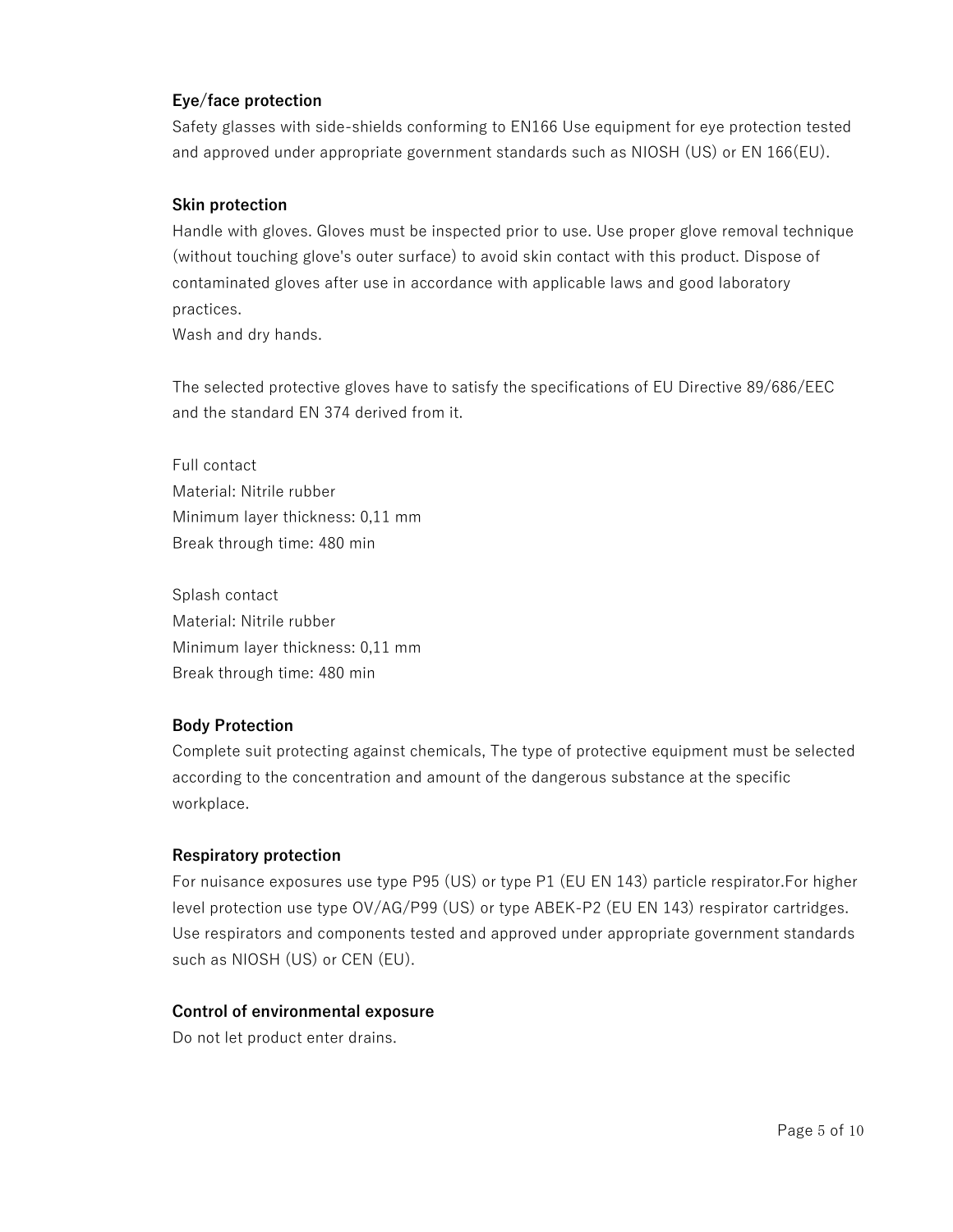**Eye/face protection**

Safety glasses with side-shields conforming to EN166 Use equipment for eye protection tested and approved under appropriate government standards such as NIOSH (US) or EN 166(EU).

**Skin protection**

Handle with gloves. Gloves must be inspected prior to use. Use proper glove removal technique (without touching glove's outer surface) to avoid skin contact with this product. Dispose of contaminated gloves after use in accordance with applicable laws and good laboratory practices.
Wash and dry hands.

The selected protective gloves have to satisfy the specifications of EU Directive 89/686/EEC and the standard EN 374 derived from it.

Full contact
Material: Nitrile rubber
Minimum layer thickness: 0,11 mm
Break through time: 480 min

Splash contact
Material: Nitrile rubber
Minimum layer thickness: 0,11 mm
Break through time: 480 min

**Body Protection**

Complete suit protecting against chemicals, The type of protective equipment must be selected according to the concentration and amount of the dangerous substance at the specific workplace.

**Respiratory protection**

For nuisance exposures use type P95 (US) or type P1 (EU EN 143) particle respirator.For higher level protection use type OV/AG/P99 (US) or type ABEK-P2 (EU EN 143) respirator cartridges. Use respirators and components tested and approved under appropriate government standards such as NIOSH (US) or CEN (EU).

**Control of environmental exposure**

Do not let product enter drains.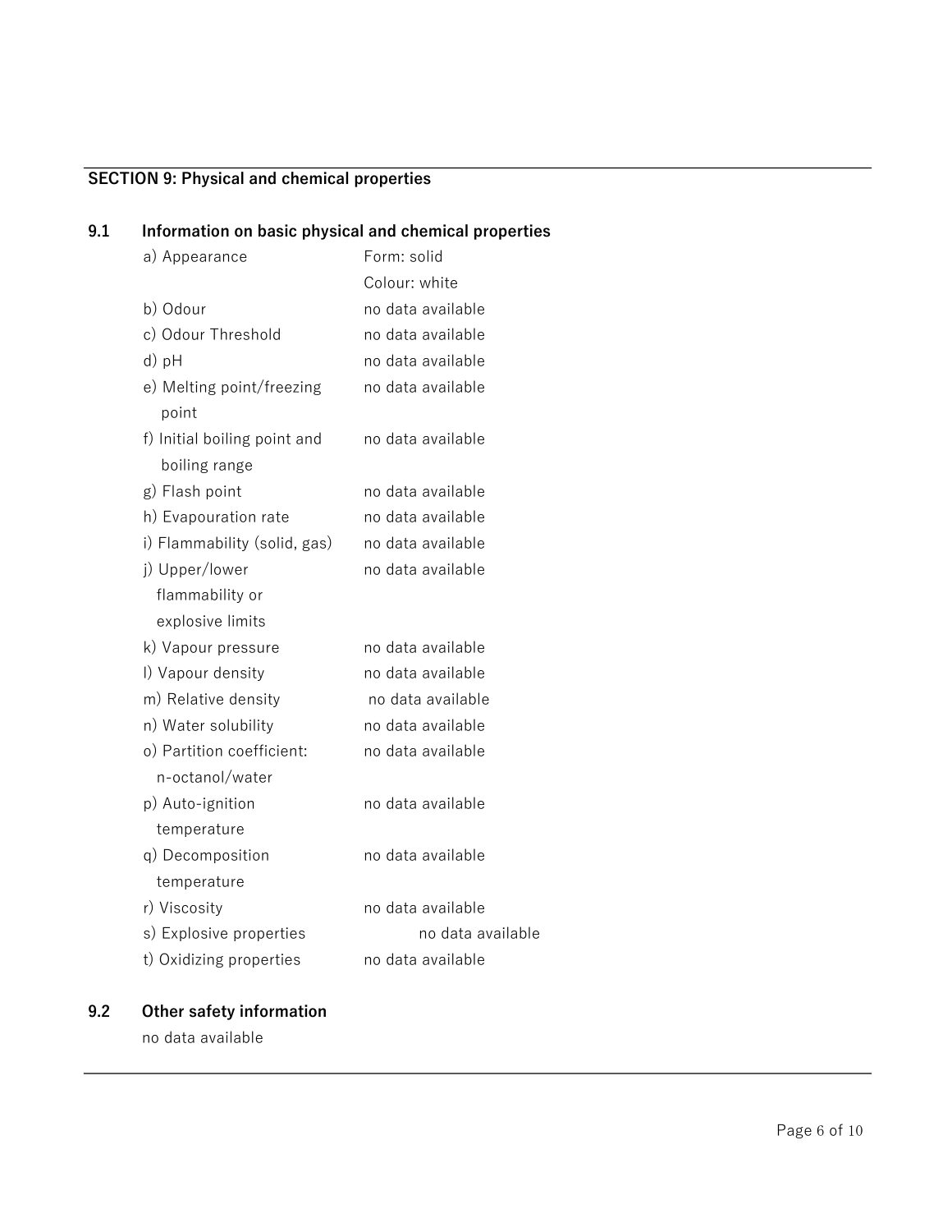## SECTION 9: Physical and chemical properties

### 9.1 Information on basic physical and chemical properties

| Property | Value |
|---|---|
| a) Appearance | Form: solid<br>Colour: white |
| b) Odour | no data available |
| c) Odour Threshold | no data available |
| d) pH | no data available |
| e) Melting point/freezing point | no data available |
| f) Initial boiling point and boiling range | no data available |
| g) Flash point | no data available |
| h) Evapouration rate | no data available |
| i) Flammability (solid, gas) | no data available |
| j) Upper/lower flammability or explosive limits | no data available |
| k) Vapour pressure | no data available |
| l) Vapour density | no data available |
| m) Relative density | no data available |
| n) Water solubility | no data available |
| o) Partition coefficient: n-octanol/water | no data available |
| p) Auto-ignition temperature | no data available |
| q) Decomposition temperature | no data available |
| r) Viscosity | no data available |
| s) Explosive properties | no data available |
| t) Oxidizing properties | no data available |

### 9.2 Other safety information

no data available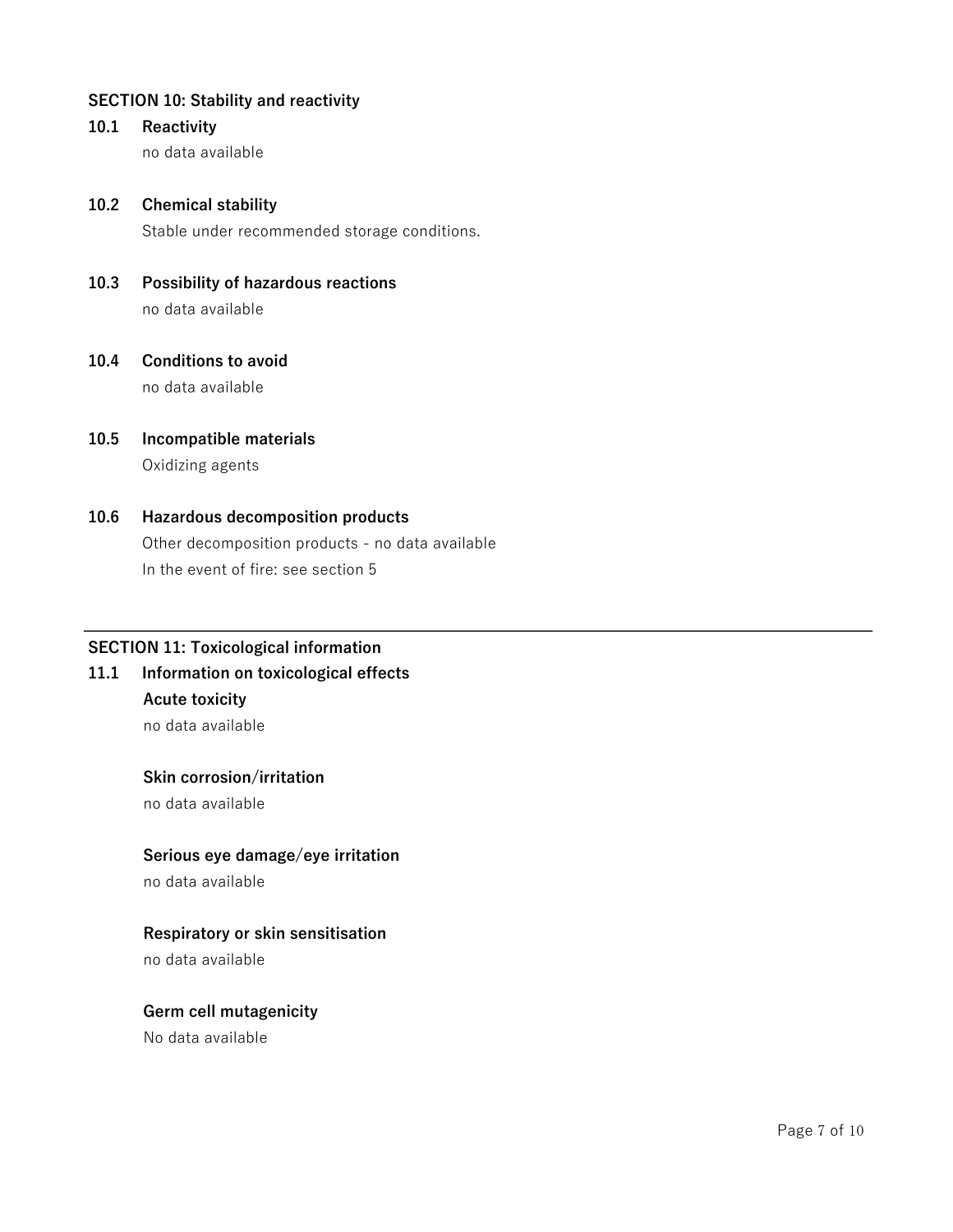## SECTION 10: Stability and reactivity

### 10.1 Reactivity

no data available

### 10.2 Chemical stability

Stable under recommended storage conditions.

### 10.3 Possibility of hazardous reactions

no data available

### 10.4 Conditions to avoid

no data available

### 10.5 Incompatible materials

Oxidizing agents

### 10.6 Hazardous decomposition products

Other decomposition products - no data available

In the event of fire: see section 5

---

## SECTION 11: Toxicological information

### 11.1 Information on toxicological effects

**Acute toxicity**

no data available

**Skin corrosion/irritation**

no data available

**Serious eye damage/eye irritation**

no data available

**Respiratory or skin sensitisation**

no data available

**Germ cell mutagenicity**

No data available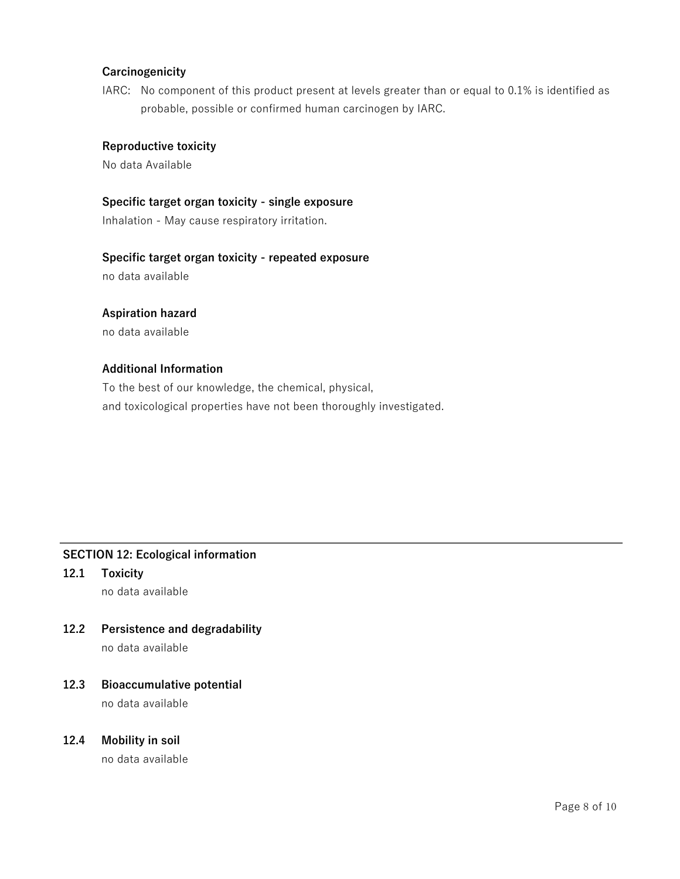**Carcinogenicity**

IARC: No component of this product present at levels greater than or equal to 0.1% is identified as probable, possible or confirmed human carcinogen by IARC.

**Reproductive toxicity**

No data Available

**Specific target organ toxicity - single exposure**

Inhalation - May cause respiratory irritation.

**Specific target organ toxicity - repeated exposure**

no data available

**Aspiration hazard**

no data available

**Additional Information**

To the best of our knowledge, the chemical, physical,
and toxicological properties have not been thoroughly investigated.

## SECTION 12: Ecological information

### 12.1 Toxicity

no data available

### 12.2 Persistence and degradability

no data available

### 12.3 Bioaccumulative potential

no data available

### 12.4 Mobility in soil

no data available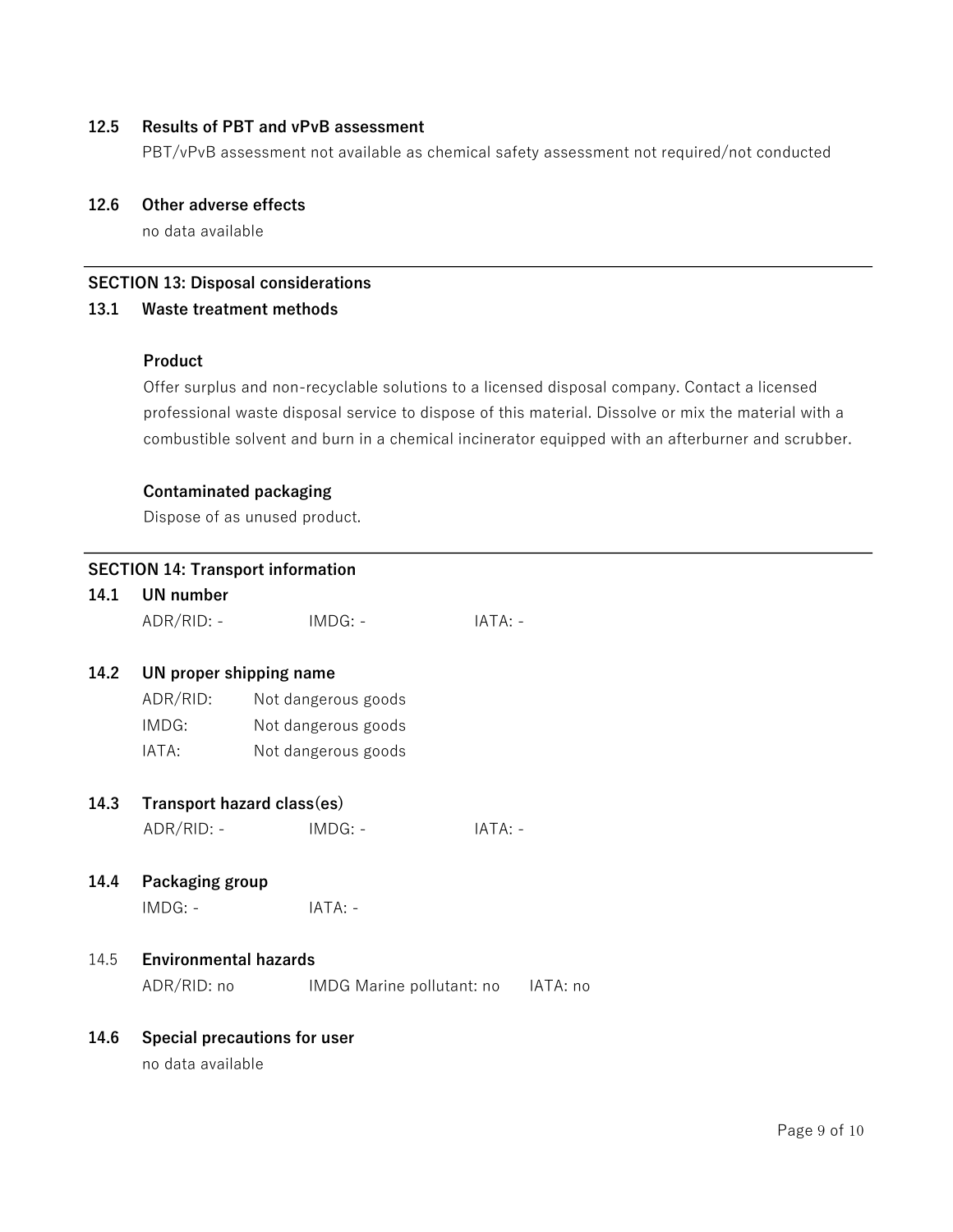### 12.5 Results of PBT and vPvB assessment

PBT/vPvB assessment not available as chemical safety assessment not required/not conducted

### 12.6 Other adverse effects

no data available

---

## SECTION 13: Disposal considerations

### 13.1 Waste treatment methods

**Product**

Offer surplus and non-recyclable solutions to a licensed disposal company. Contact a licensed professional waste disposal service to dispose of this material. Dissolve or mix the material with a combustible solvent and burn in a chemical incinerator equipped with an afterburner and scrubber.

**Contaminated packaging**

Dispose of as unused product.

---

## SECTION 14: Transport information

### 14.1 UN number

ADR/RID: - IMDG: - IATA: -

### 14.2 UN proper shipping name

ADR/RID: Not dangerous goods
IMDG: Not dangerous goods
IATA: Not dangerous goods

### 14.3 Transport hazard class(es)

ADR/RID: - IMDG: - IATA: -

### 14.4 Packaging group

IMDG: - IATA: -

### 14.5 Environmental hazards

ADR/RID: no IMDG Marine pollutant: no IATA: no

### 14.6 Special precautions for user

no data available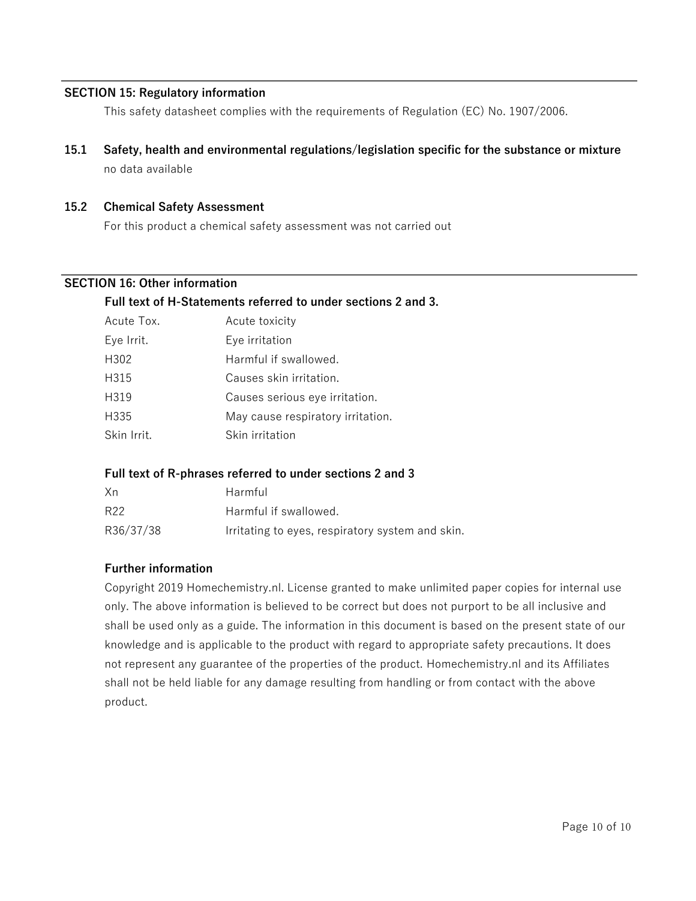## SECTION 15: Regulatory information

This safety datasheet complies with the requirements of Regulation (EC) No. 1907/2006.

### 15.1 Safety, health and environmental regulations/legislation specific for the substance or mixture

no data available

### 15.2 Chemical Safety Assessment

For this product a chemical safety assessment was not carried out

## SECTION 16: Other information

**Full text of H-Statements referred to under sections 2 and 3.**

| | |
|---|---|
| Acute Tox. | Acute toxicity |
| Eye Irrit. | Eye irritation |
| H302 | Harmful if swallowed. |
| H315 | Causes skin irritation. |
| H319 | Causes serious eye irritation. |
| H335 | May cause respiratory irritation. |
| Skin Irrit. | Skin irritation |

**Full text of R-phrases referred to under sections 2 and 3**

| | |
|---|---|
| Xn | Harmful |
| R22 | Harmful if swallowed. |
| R36/37/38 | Irritating to eyes, respiratory system and skin. |

**Further information**

Copyright 2019 Homechemistry.nl. License granted to make unlimited paper copies for internal use only. The above information is believed to be correct but does not purport to be all inclusive and shall be used only as a guide. The information in this document is based on the present state of our knowledge and is applicable to the product with regard to appropriate safety precautions. It does not represent any guarantee of the properties of the product. Homechemistry.nl and its Affiliates shall not be held liable for any damage resulting from handling or from contact with the above product.